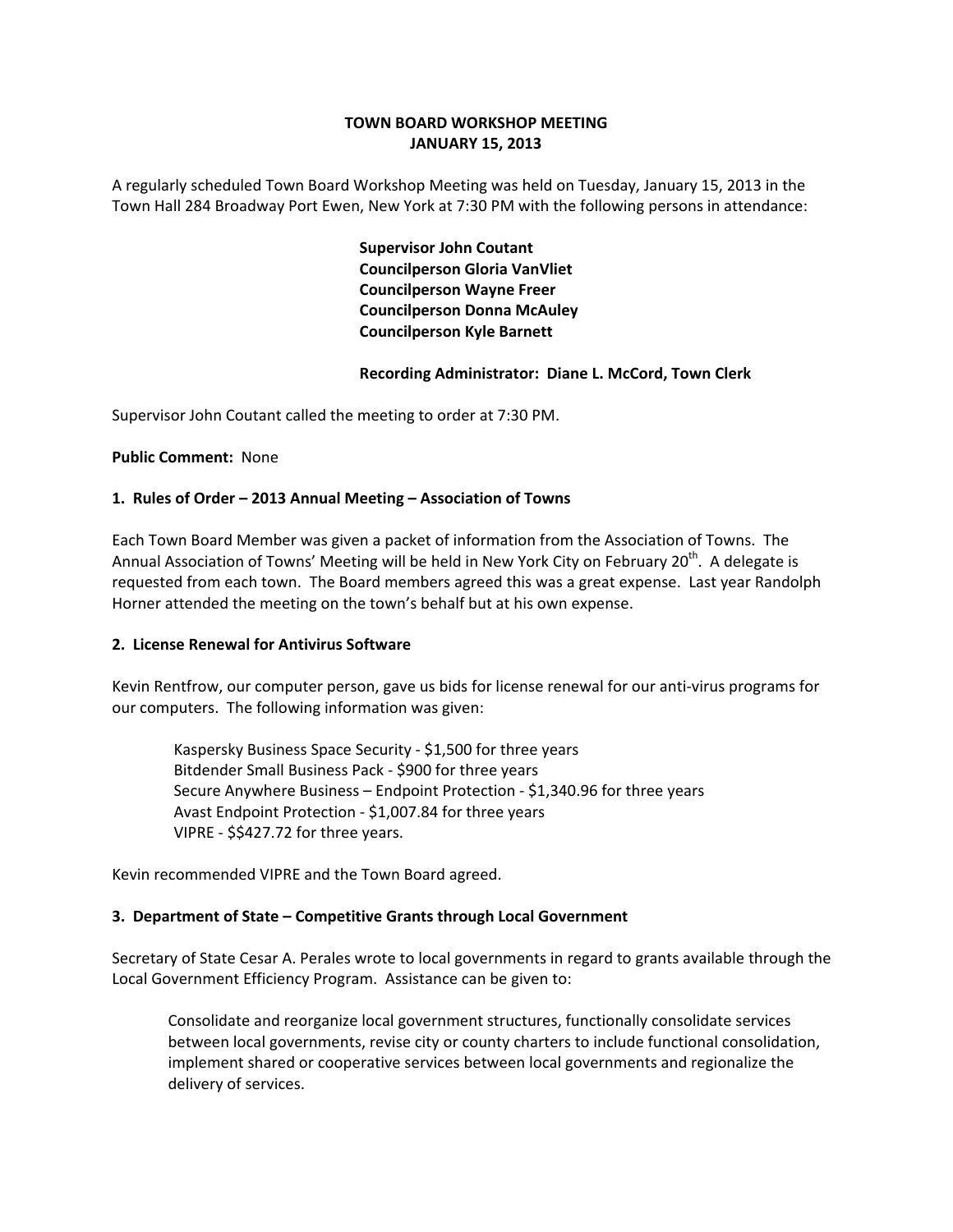# TOWN BOARD WORKSHOP MEETING
## JANUARY 15, 2013

A regularly scheduled Town Board Workshop Meeting was held on Tuesday, January 15, 2013 in the Town Hall 284 Broadway Port Ewen, New York at 7:30 PM with the following persons in attendance:

**Supervisor John Coutant**
**Councilperson Gloria VanVliet**
**Councilperson Wayne Freer**
**Councilperson Donna McAuley**
**Councilperson Kyle Barnett**

**Recording Administrator: Diane L. McCord, Town Clerk**

Supervisor John Coutant called the meeting to order at 7:30 PM.

**Public Comment:** None

**1. Rules of Order – 2013 Annual Meeting – Association of Towns**

Each Town Board Member was given a packet of information from the Association of Towns. The Annual Association of Towns' Meeting will be held in New York City on February 20th. A delegate is requested from each town. The Board members agreed this was a great expense. Last year Randolph Horner attended the meeting on the town's behalf but at his own expense.

**2. License Renewal for Antivirus Software**

Kevin Rentfrow, our computer person, gave us bids for license renewal for our anti-virus programs for our computers. The following information was given:

Kaspersky Business Space Security - $1,500 for three years
Bitdender Small Business Pack - $900 for three years
Secure Anywhere Business – Endpoint Protection - $1,340.96 for three years
Avast Endpoint Protection - $1,007.84 for three years
VIPRE - $$427.72 for three years.

Kevin recommended VIPRE and the Town Board agreed.

**3. Department of State – Competitive Grants through Local Government**

Secretary of State Cesar A. Perales wrote to local governments in regard to grants available through the Local Government Efficiency Program. Assistance can be given to:

> Consolidate and reorganize local government structures, functionally consolidate services between local governments, revise city or county charters to include functional consolidation, implement shared or cooperative services between local governments and regionalize the delivery of services.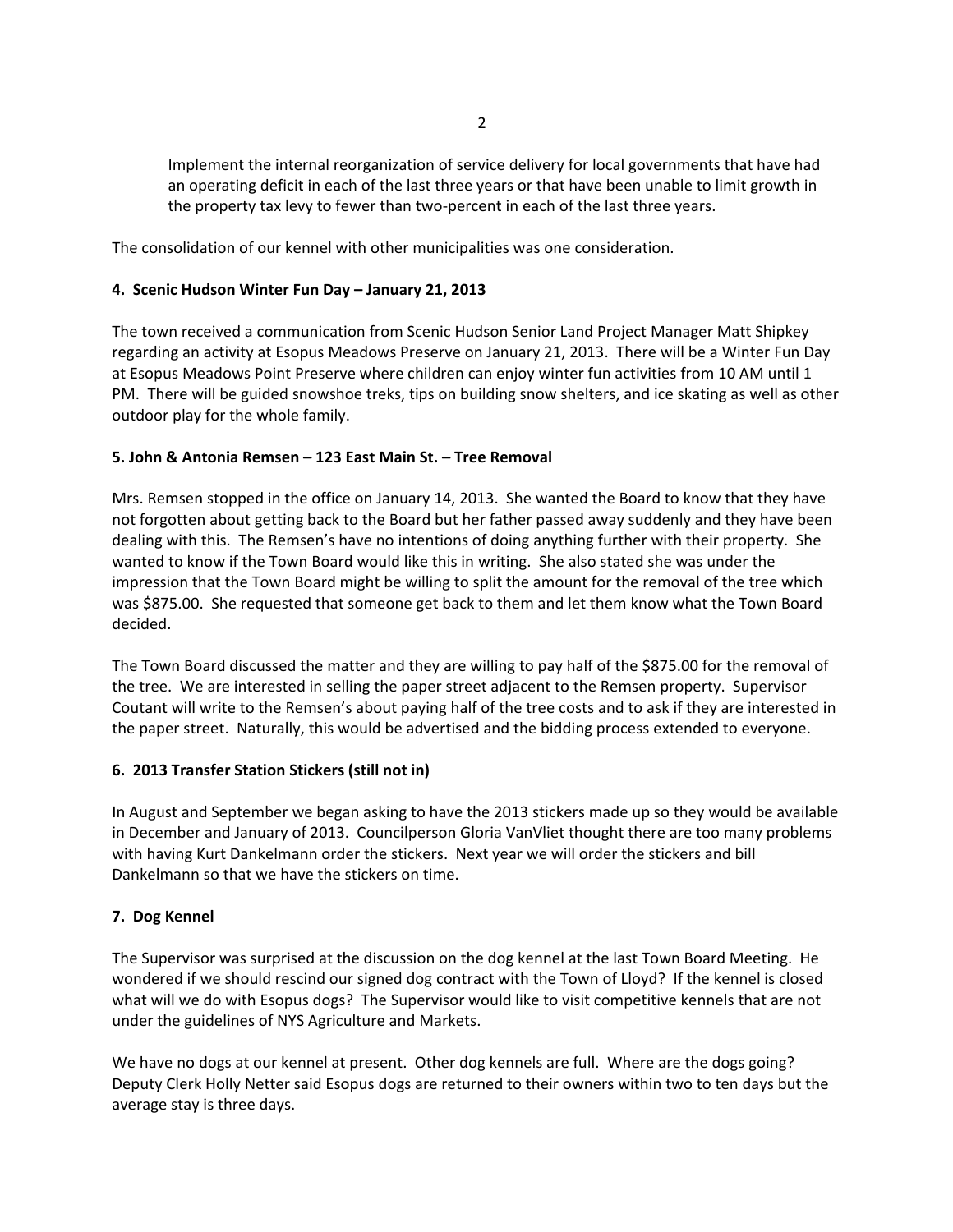Implement the internal reorganization of service delivery for local governments that have had an operating deficit in each of the last three years or that have been unable to limit growth in the property tax levy to fewer than two-percent in each of the last three years.

The consolidation of our kennel with other municipalities was one consideration.

**4. Scenic Hudson Winter Fun Day – January 21, 2013**

The town received a communication from Scenic Hudson Senior Land Project Manager Matt Shipkey regarding an activity at Esopus Meadows Preserve on January 21, 2013. There will be a Winter Fun Day at Esopus Meadows Point Preserve where children can enjoy winter fun activities from 10 AM until 1 PM. There will be guided snowshoe treks, tips on building snow shelters, and ice skating as well as other outdoor play for the whole family.

**5. John & Antonia Remsen – 123 East Main St. – Tree Removal**

Mrs. Remsen stopped in the office on January 14, 2013. She wanted the Board to know that they have not forgotten about getting back to the Board but her father passed away suddenly and they have been dealing with this. The Remsen's have no intentions of doing anything further with their property. She wanted to know if the Town Board would like this in writing. She also stated she was under the impression that the Town Board might be willing to split the amount for the removal of the tree which was $875.00. She requested that someone get back to them and let them know what the Town Board decided.

The Town Board discussed the matter and they are willing to pay half of the $875.00 for the removal of the tree. We are interested in selling the paper street adjacent to the Remsen property. Supervisor Coutant will write to the Remsen's about paying half of the tree costs and to ask if they are interested in the paper street. Naturally, this would be advertised and the bidding process extended to everyone.

**6. 2013 Transfer Station Stickers (still not in)**

In August and September we began asking to have the 2013 stickers made up so they would be available in December and January of 2013. Councilperson Gloria VanVliet thought there are too many problems with having Kurt Dankelmann order the stickers. Next year we will order the stickers and bill Dankelmann so that we have the stickers on time.

**7. Dog Kennel**

The Supervisor was surprised at the discussion on the dog kennel at the last Town Board Meeting. He wondered if we should rescind our signed dog contract with the Town of Lloyd? If the kennel is closed what will we do with Esopus dogs? The Supervisor would like to visit competitive kennels that are not under the guidelines of NYS Agriculture and Markets.

We have no dogs at our kennel at present. Other dog kennels are full. Where are the dogs going? Deputy Clerk Holly Netter said Esopus dogs are returned to their owners within two to ten days but the average stay is three days.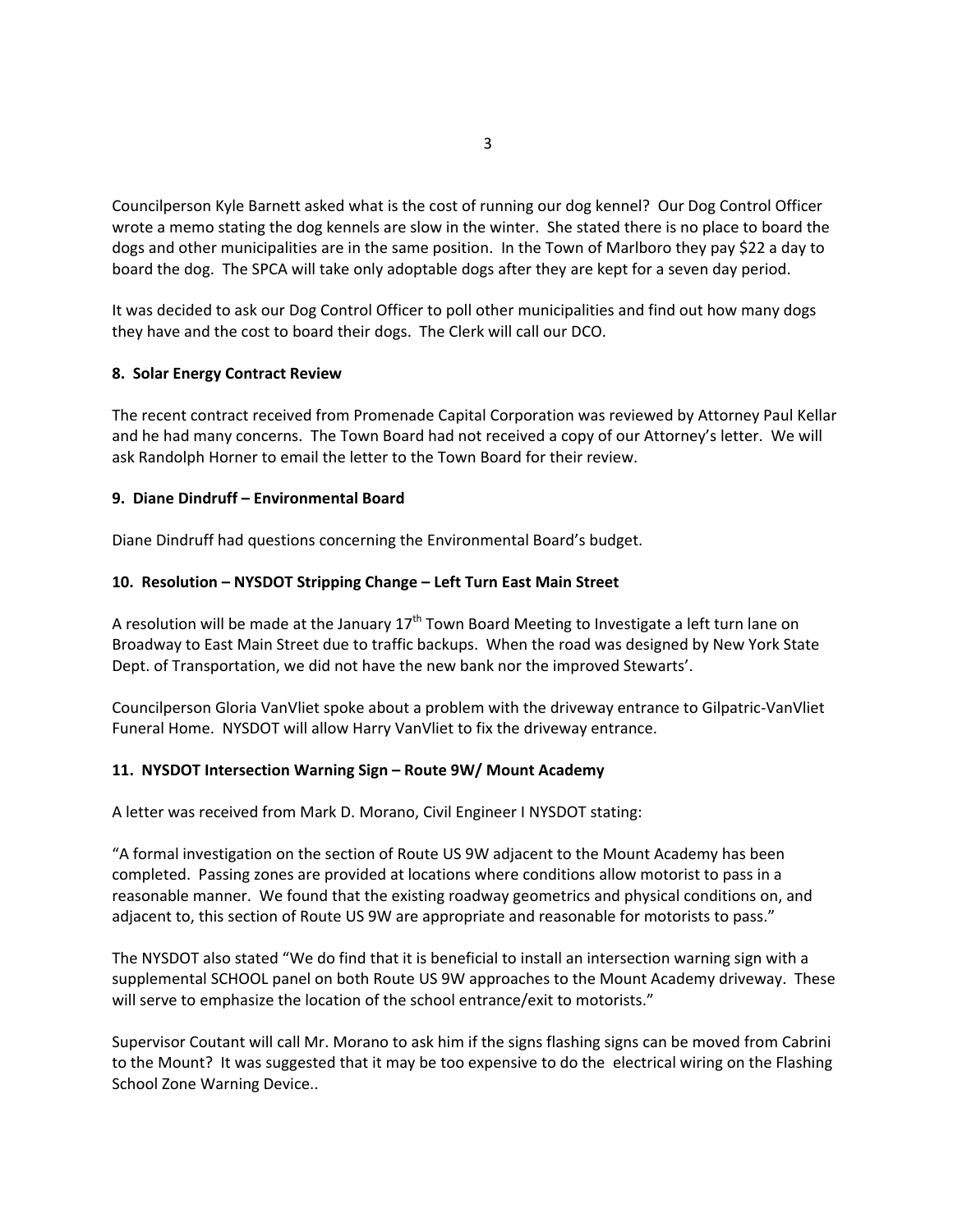Councilperson Kyle Barnett asked what is the cost of running our dog kennel? Our Dog Control Officer wrote a memo stating the dog kennels are slow in the winter. She stated there is no place to board the dogs and other municipalities are in the same position. In the Town of Marlboro they pay $22 a day to board the dog. The SPCA will take only adoptable dogs after they are kept for a seven day period.

It was decided to ask our Dog Control Officer to poll other municipalities and find out how many dogs they have and the cost to board their dogs. The Clerk will call our DCO.

**8. Solar Energy Contract Review**

The recent contract received from Promenade Capital Corporation was reviewed by Attorney Paul Kellar and he had many concerns. The Town Board had not received a copy of our Attorney's letter. We will ask Randolph Horner to email the letter to the Town Board for their review.

**9. Diane Dindruff – Environmental Board**

Diane Dindruff had questions concerning the Environmental Board's budget.

**10. Resolution – NYSDOT Stripping Change – Left Turn East Main Street**

A resolution will be made at the January 17th Town Board Meeting to Investigate a left turn lane on Broadway to East Main Street due to traffic backups. When the road was designed by New York State Dept. of Transportation, we did not have the new bank nor the improved Stewarts'.

Councilperson Gloria VanVliet spoke about a problem with the driveway entrance to Gilpatric-VanVliet Funeral Home. NYSDOT will allow Harry VanVliet to fix the driveway entrance.

**11. NYSDOT Intersection Warning Sign – Route 9W/ Mount Academy**

A letter was received from Mark D. Morano, Civil Engineer I NYSDOT stating:

"A formal investigation on the section of Route US 9W adjacent to the Mount Academy has been completed. Passing zones are provided at locations where conditions allow motorist to pass in a reasonable manner. We found that the existing roadway geometrics and physical conditions on, and adjacent to, this section of Route US 9W are appropriate and reasonable for motorists to pass."

The NYSDOT also stated "We do find that it is beneficial to install an intersection warning sign with a supplemental SCHOOL panel on both Route US 9W approaches to the Mount Academy driveway. These will serve to emphasize the location of the school entrance/exit to motorists."

Supervisor Coutant will call Mr. Morano to ask him if the signs flashing signs can be moved from Cabrini to the Mount? It was suggested that it may be too expensive to do the electrical wiring on the Flashing School Zone Warning Device..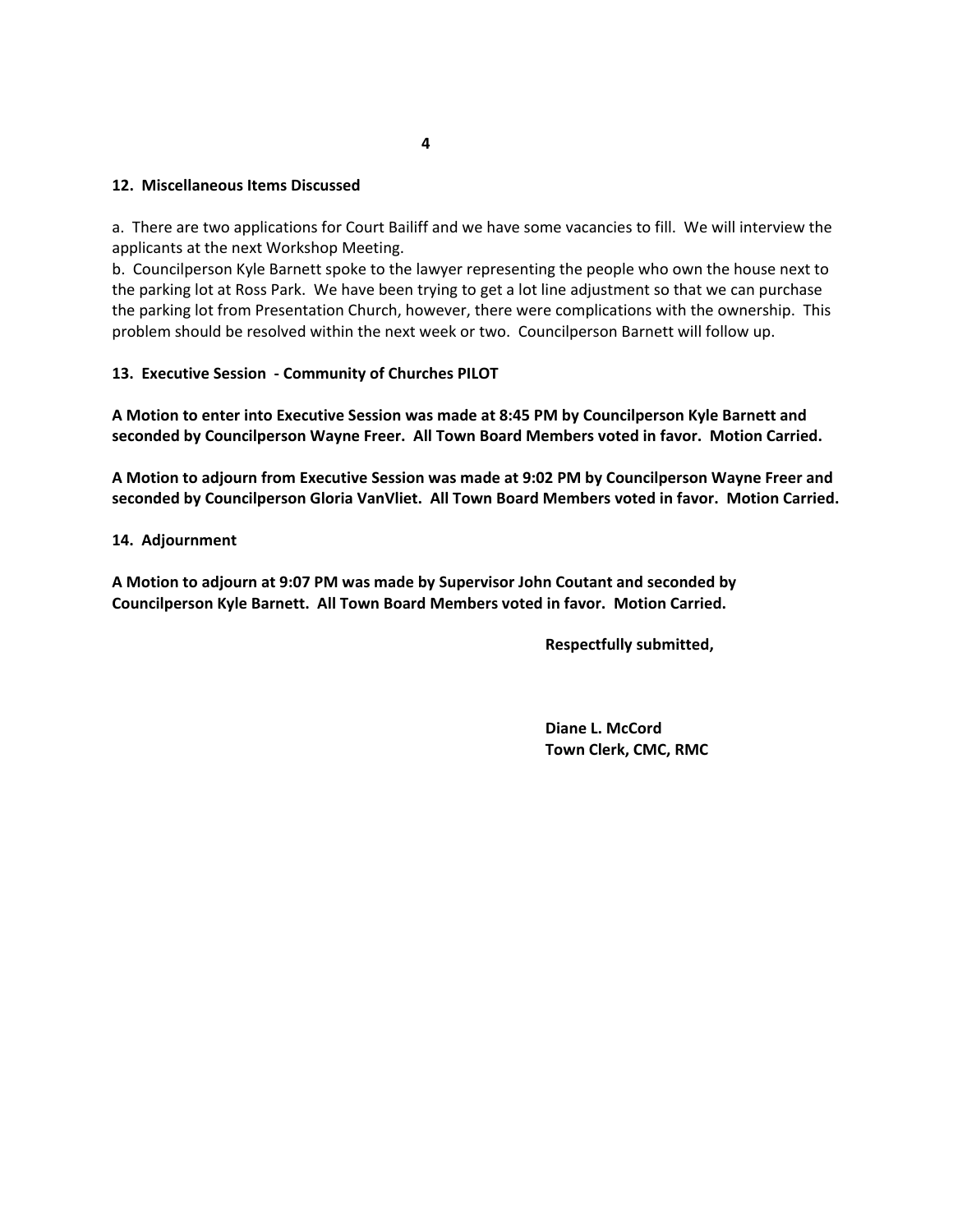**12. Miscellaneous Items Discussed**

a. There are two applications for Court Bailiff and we have some vacancies to fill. We will interview the applicants at the next Workshop Meeting.
b. Councilperson Kyle Barnett spoke to the lawyer representing the people who own the house next to the parking lot at Ross Park. We have been trying to get a lot line adjustment so that we can purchase the parking lot from Presentation Church, however, there were complications with the ownership. This problem should be resolved within the next week or two. Councilperson Barnett will follow up.

**13. Executive Session - Community of Churches PILOT**

**A Motion to enter into Executive Session was made at 8:45 PM by Councilperson Kyle Barnett and seconded by Councilperson Wayne Freer. All Town Board Members voted in favor. Motion Carried.**

**A Motion to adjourn from Executive Session was made at 9:02 PM by Councilperson Wayne Freer and seconded by Councilperson Gloria VanVliet. All Town Board Members voted in favor. Motion Carried.**

**14. Adjournment**

**A Motion to adjourn at 9:07 PM was made by Supervisor John Coutant and seconded by Councilperson Kyle Barnett. All Town Board Members voted in favor. Motion Carried.**

**Respectfully submitted,**

**Diane L. McCord**
**Town Clerk, CMC, RMC**